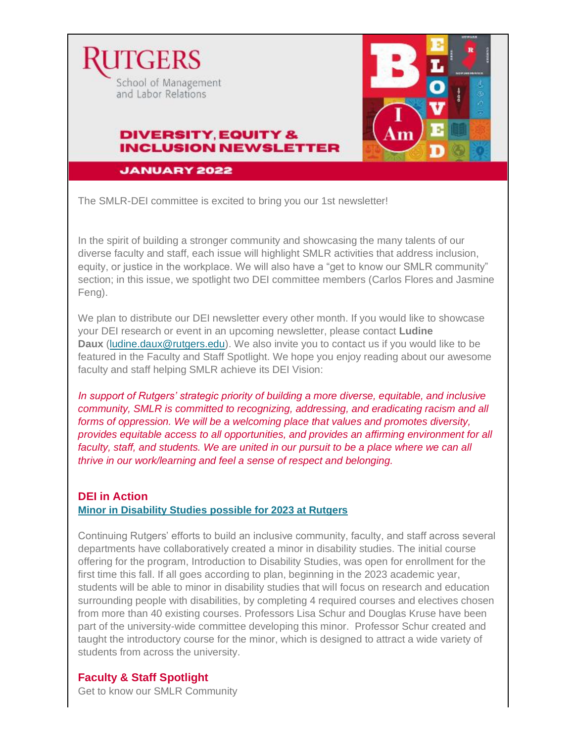Rutgers School of Management and Labor Relations

# DIVERSITY, EQUITY & INCLUSION NEWSLETTER

**JANUARY 2022**

The SMLR-DEI committee is excited to bring you our 1st newsletter!

In the spirit of building a stronger community and showcasing the many talents of our diverse faculty and staff, each issue will highlight SMLR activities that address inclusion, equity, or justice in the workplace. We will also have a "get to know our SMLR community" section; in this issue, we spotlight two DEI committee members (Carlos Flores and Jasmine Feng).

We plan to distribute our DEI newsletter every other month. If you would like to showcase your DEI research or event in an upcoming newsletter, please contact **Ludine Daux** (ludine.daux@rutgers.edu). We also invite you to contact us if you would like to be featured in the Faculty and Staff Spotlight. We hope you enjoy reading about our awesome faculty and staff helping SMLR achieve its DEI Vision:

*In support of Rutgers' strategic priority of building a more diverse, equitable, and inclusive community, SMLR is committed to recognizing, addressing, and eradicating racism and all forms of oppression. We will be a welcoming place that values and promotes diversity, provides equitable access to all opportunities, and provides an affirming environment for all faculty, staff, and students. We are united in our pursuit to be a place where we can all thrive in our work/learning and feel a sense of respect and belonging.*

## DEI in Action

### Minor in Disability Studies possible for 2023 at Rutgers

Continuing Rutgers' efforts to build an inclusive community, faculty, and staff across several departments have collaboratively created a minor in disability studies. The initial course offering for the program, Introduction to Disability Studies, was open for enrollment for the first time this fall. If all goes according to plan, beginning in the 2023 academic year, students will be able to minor in disability studies that will focus on research and education surrounding people with disabilities, by completing 4 required courses and electives chosen from more than 40 existing courses. Professors Lisa Schur and Douglas Kruse have been part of the university-wide committee developing this minor. Professor Schur created and taught the introductory course for the minor, which is designed to attract a wide variety of students from across the university.

## Faculty & Staff Spotlight

Get to know our SMLR Community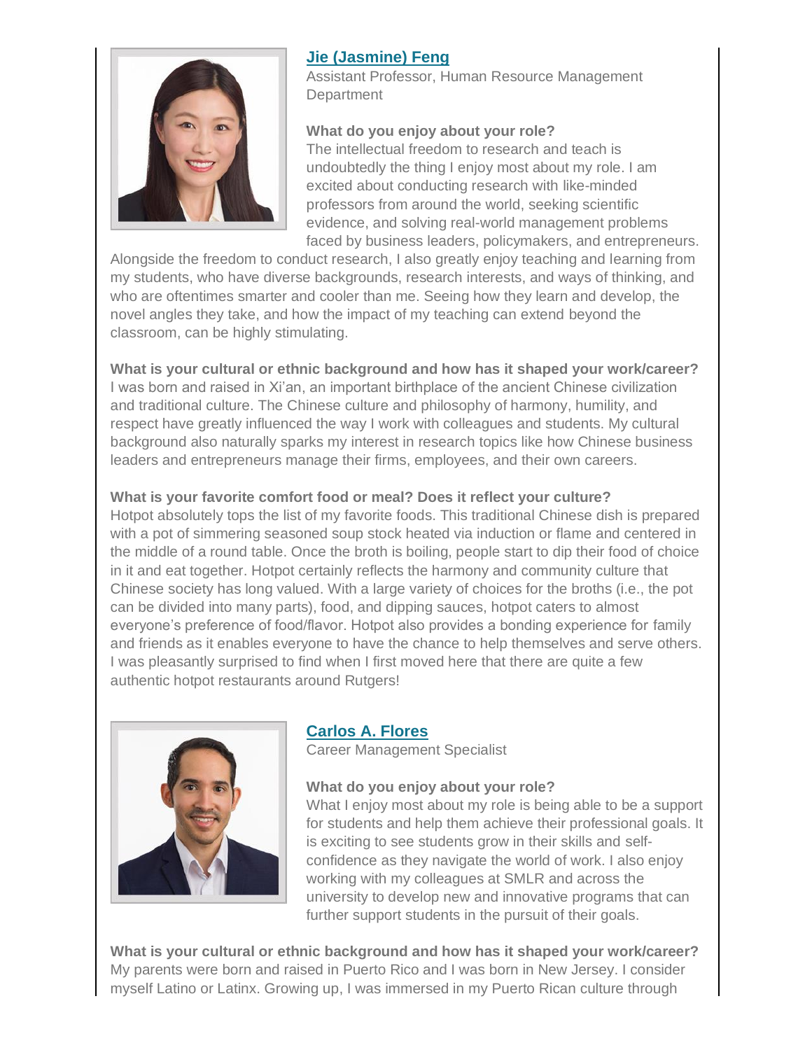### [Jie (Jasmine) Feng]

Assistant Professor, Human Resource Management Department

**What do you enjoy about your role?**

The intellectual freedom to research and teach is undoubtedly the thing I enjoy most about my role. I am excited about conducting research with like-minded professors from around the world, seeking scientific evidence, and solving real-world management problems faced by business leaders, policymakers, and entrepreneurs. Alongside the freedom to conduct research, I also greatly enjoy teaching and learning from my students, who have diverse backgrounds, research interests, and ways of thinking, and who are oftentimes smarter and cooler than me. Seeing how they learn and develop, the novel angles they take, and how the impact of my teaching can extend beyond the classroom, can be highly stimulating.

**What is your cultural or ethnic background and how has it shaped your work/career?**

I was born and raised in Xi'an, an important birthplace of the ancient Chinese civilization and traditional culture. The Chinese culture and philosophy of harmony, humility, and respect have greatly influenced the way I work with colleagues and students. My cultural background also naturally sparks my interest in research topics like how Chinese business leaders and entrepreneurs manage their firms, employees, and their own careers.

**What is your favorite comfort food or meal? Does it reflect your culture?**

Hotpot absolutely tops the list of my favorite foods. This traditional Chinese dish is prepared with a pot of simmering seasoned soup stock heated via induction or flame and centered in the middle of a round table. Once the broth is boiling, people start to dip their food of choice in it and eat together. Hotpot certainly reflects the harmony and community culture that Chinese society has long valued. With a large variety of choices for the broths (i.e., the pot can be divided into many parts), food, and dipping sauces, hotpot caters to almost everyone's preference of food/flavor. Hotpot also provides a bonding experience for family and friends as it enables everyone to have the chance to help themselves and serve others. I was pleasantly surprised to find when I first moved here that there are quite a few authentic hotpot restaurants around Rutgers!

### [Carlos A. Flores]

Career Management Specialist

**What do you enjoy about your role?**

What I enjoy most about my role is being able to be a support for students and help them achieve their professional goals. It is exciting to see students grow in their skills and self-confidence as they navigate the world of work. I also enjoy working with my colleagues at SMLR and across the university to develop new and innovative programs that can further support students in the pursuit of their goals.

**What is your cultural or ethnic background and how has it shaped your work/career?**

My parents were born and raised in Puerto Rico and I was born in New Jersey. I consider myself Latino or Latinx. Growing up, I was immersed in my Puerto Rican culture through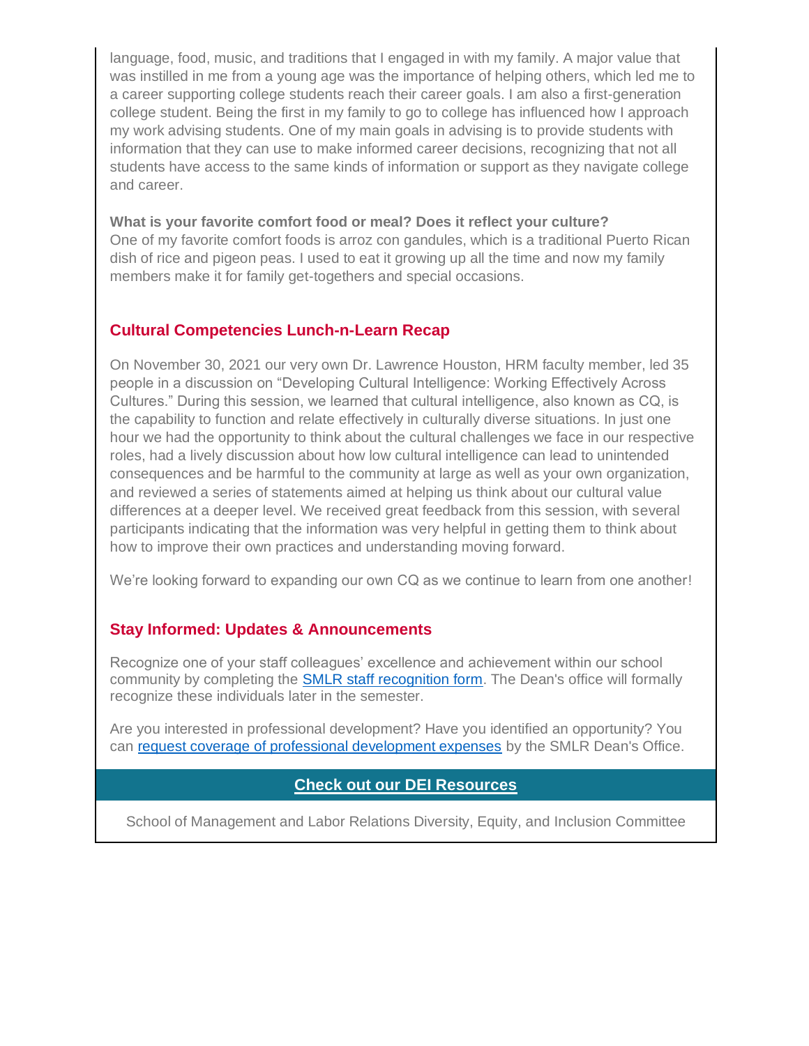language, food, music, and traditions that I engaged in with my family. A major value that was instilled in me from a young age was the importance of helping others, which led me to a career supporting college students reach their career goals. I am also a first-generation college student. Being the first in my family to go to college has influenced how I approach my work advising students. One of my main goals in advising is to provide students with information that they can use to make informed career decisions, recognizing that not all students have access to the same kinds of information or support as they navigate college and career.

**What is your favorite comfort food or meal? Does it reflect your culture?**
One of my favorite comfort foods is arroz con gandules, which is a traditional Puerto Rican dish of rice and pigeon peas. I used to eat it growing up all the time and now my family members make it for family get-togethers and special occasions.

### Cultural Competencies Lunch-n-Learn Recap

On November 30, 2021 our very own Dr. Lawrence Houston, HRM faculty member, led 35 people in a discussion on "Developing Cultural Intelligence: Working Effectively Across Cultures." During this session, we learned that cultural intelligence, also known as CQ, is the capability to function and relate effectively in culturally diverse situations. In just one hour we had the opportunity to think about the cultural challenges we face in our respective roles, had a lively discussion about how low cultural intelligence can lead to unintended consequences and be harmful to the community at large as well as your own organization, and reviewed a series of statements aimed at helping us think about our cultural value differences at a deeper level. We received great feedback from this session, with several participants indicating that the information was very helpful in getting them to think about how to improve their own practices and understanding moving forward.

We're looking forward to expanding our own CQ as we continue to learn from one another!

### Stay Informed: Updates & Announcements

Recognize one of your staff colleagues' excellence and achievement within our school community by completing the SMLR staff recognition form. The Dean's office will formally recognize these individuals later in the semester.

Are you interested in professional development? Have you identified an opportunity? You can request coverage of professional development expenses by the SMLR Dean's Office.

**Check out our DEI Resources**

School of Management and Labor Relations Diversity, Equity, and Inclusion Committee